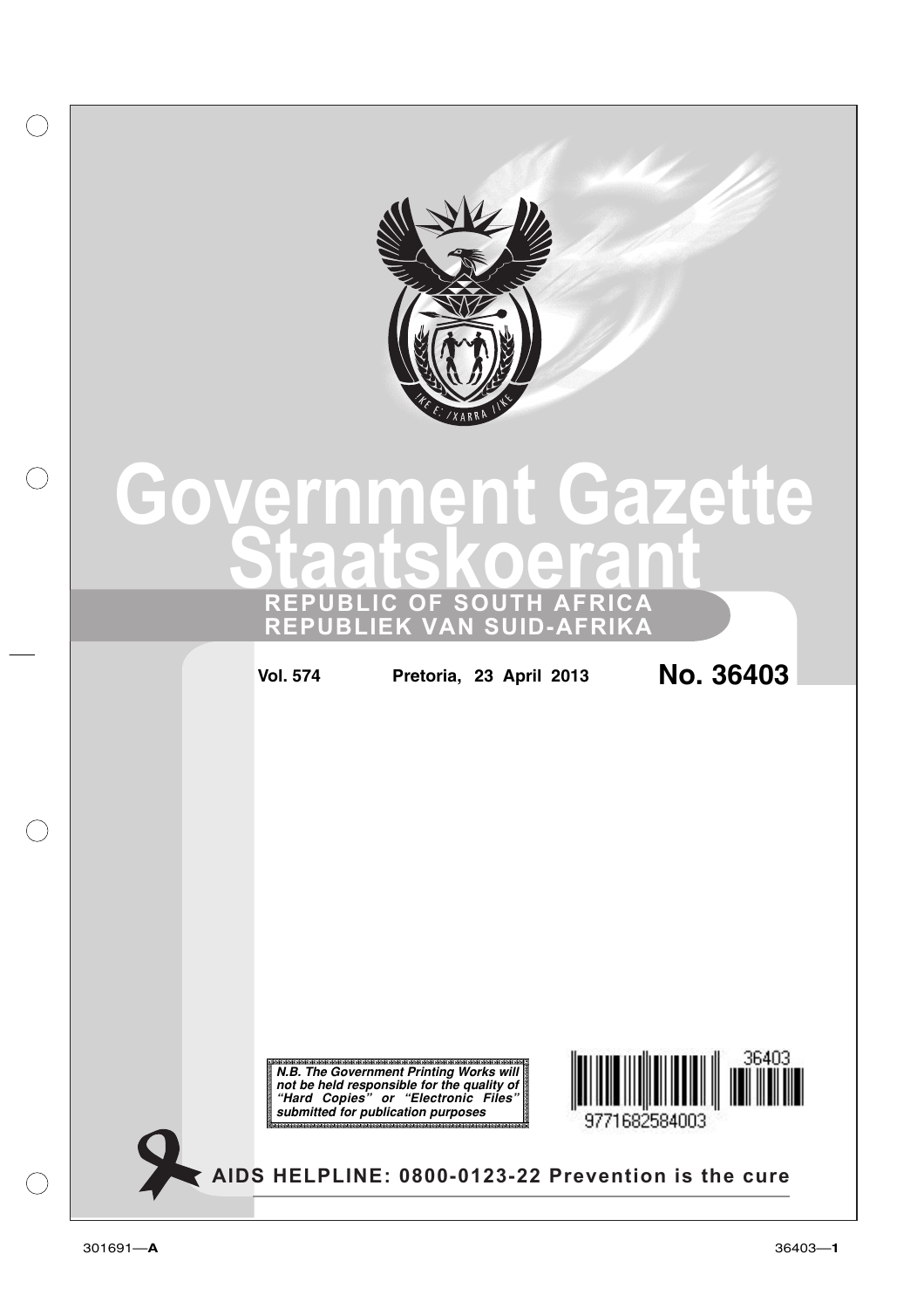# Government Gazette
# Staatskoerant

**REPUBLIC OF SOUTH AFRICA**
**REPUBLIEK VAN SUID-AFRIKA**

**Vol. 574** **Pretoria, 23 April 2013** **No. 36403**

***N.B. The Government Printing Works will not be held responsible for the quality of "Hard Copies" or "Electronic Files" submitted for publication purposes***

9771682584003 36403

**AIDS HELPLINE: 0800-0123-22 Prevention is the cure**

301691—**A**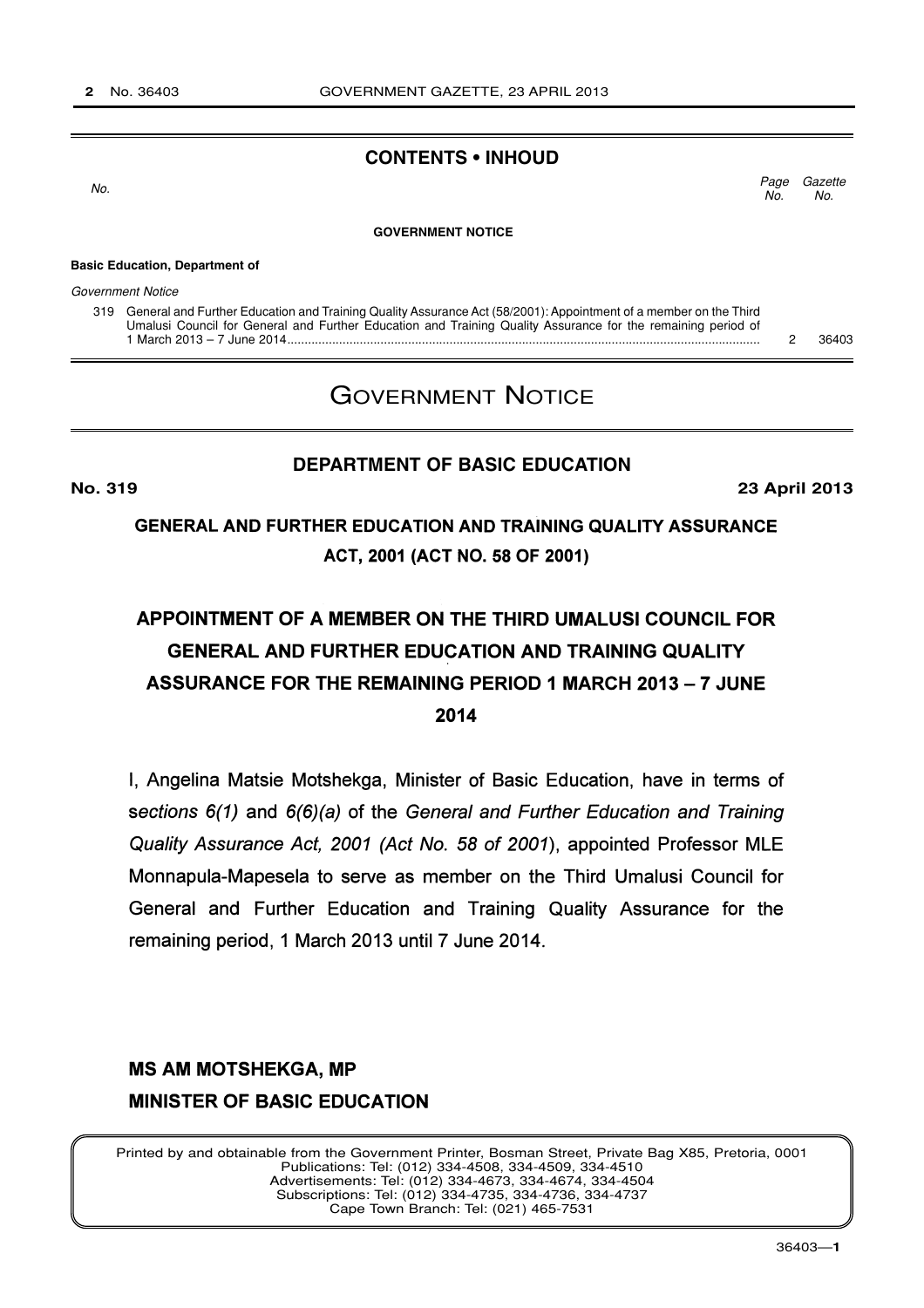## CONTENTS • INHOUD

| No. | | Page No. | Gazette No. |
|---|---|---|---|
| | **GOVERNMENT NOTICE** | | |
| | **Basic Education, Department of** | | |
| | *Government Notice* | | |
| 319 | General and Further Education and Training Quality Assurance Act (58/2001): Appointment of a member on the Third Umalusi Council for General and Further Education and Training Quality Assurance for the remaining period of 1 March 2013 – 7 June 2014 | 2 | 36403 |

# GOVERNMENT NOTICE

## DEPARTMENT OF BASIC EDUCATION

**No. 319** **23 April 2013**

### GENERAL AND FURTHER EDUCATION AND TRAINING QUALITY ASSURANCE ACT, 2001 (ACT NO. 58 OF 2001)

### APPOINTMENT OF A MEMBER ON THE THIRD UMALUSI COUNCIL FOR GENERAL AND FURTHER EDUCATION AND TRAINING QUALITY ASSURANCE FOR THE REMAINING PERIOD 1 MARCH 2013 – 7 JUNE 2014

I, Angelina Matsie Motshekga, Minister of Basic Education, have in terms of s*ections 6(1)* and *6(6)(a)* of the *General and Further Education and Training Quality Assurance Act, 2001 (Act No. 58 of 2001*), appointed Professor MLE Monnapula-Mapesela to serve as member on the Third Umalusi Council for General and Further Education and Training Quality Assurance for the remaining period, 1 March 2013 until 7 June 2014.

**MS AM MOTSHEKGA, MP**
**MINISTER OF BASIC EDUCATION**

Printed by and obtainable from the Government Printer, Bosman Street, Private Bag X85, Pretoria, 0001
Publications: Tel: (012) 334-4508, 334-4509, 334-4510
Advertisements: Tel: (012) 334-4673, 334-4674, 334-4504
Subscriptions: Tel: (012) 334-4735, 334-4736, 334-4737
Cape Town Branch: Tel: (021) 465-7531